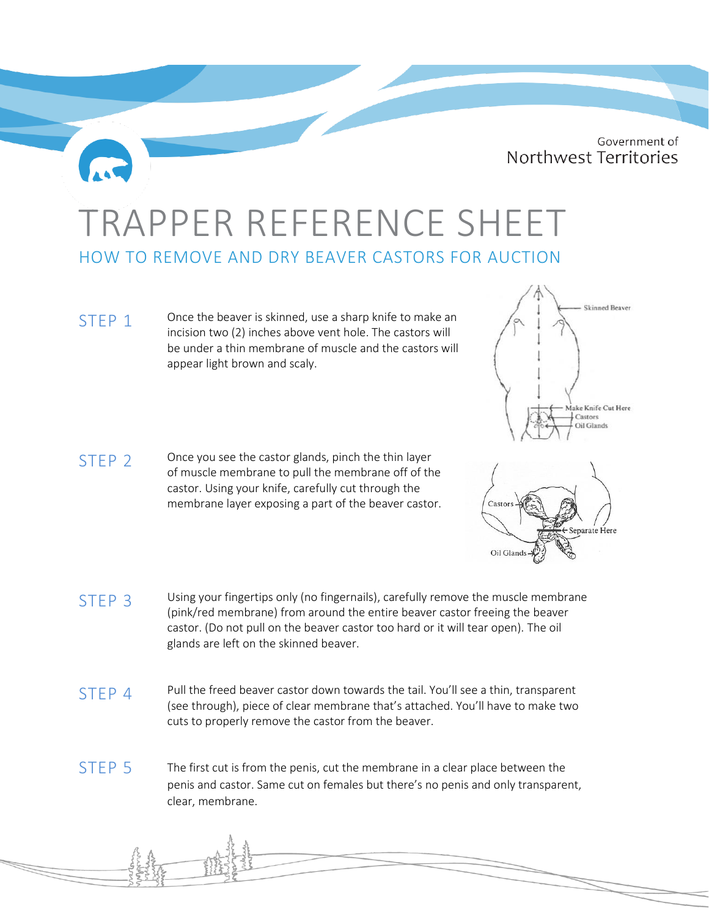Government of
Northwest Territories

# TRAPPER REFERENCE SHEET

## HOW TO REMOVE AND DRY BEAVER CASTORS FOR AUCTION

**STEP 1** Once the beaver is skinned, use a sharp knife to make an incision two (2) inches above vent hole. The castors will be under a thin membrane of muscle and the castors will appear light brown and scaly.

Skinned Beaver
Make Knife Cut Here
Castors
Oil Glands

**STEP 2** Once you see the castor glands, pinch the thin layer of muscle membrane to pull the membrane off of the castor. Using your knife, carefully cut through the membrane layer exposing a part of the beaver castor.

Castors
Separate Here
Oil Glands

**STEP 3** Using your fingertips only (no fingernails), carefully remove the muscle membrane (pink/red membrane) from around the entire beaver castor freeing the beaver castor. (Do not pull on the beaver castor too hard or it will tear open). The oil glands are left on the skinned beaver.

**STEP 4** Pull the freed beaver castor down towards the tail. You'll see a thin, transparent (see through), piece of clear membrane that's attached. You'll have to make two cuts to properly remove the castor from the beaver.

**STEP 5** The first cut is from the penis, cut the membrane in a clear place between the penis and castor. Same cut on females but there's no penis and only transparent, clear, membrane.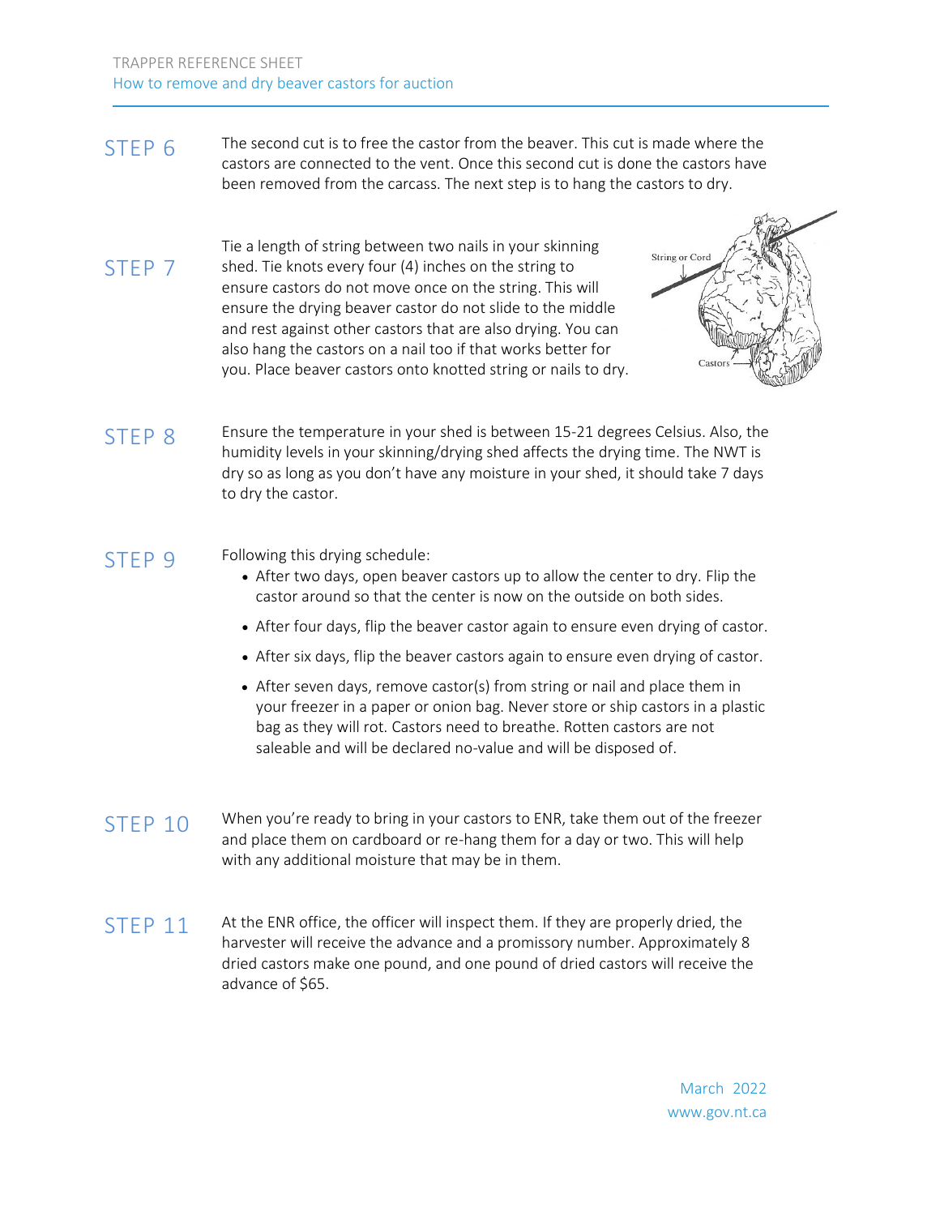## STEP 6

The second cut is to free the castor from the beaver. This cut is made where the castors are connected to the vent. Once this second cut is done the castors have been removed from the carcass. The next step is to hang the castors to dry.

## STEP 7

Tie a length of string between two nails in your skinning shed. Tie knots every four (4) inches on the string to ensure castors do not move once on the string. This will ensure the drying beaver castor do not slide to the middle and rest against other castors that are also drying. You can also hang the castors on a nail too if that works better for you. Place beaver castors onto knotted string or nails to dry.

String or Cord

Castors

## STEP 8

Ensure the temperature in your shed is between 15-21 degrees Celsius. Also, the humidity levels in your skinning/drying shed affects the drying time. The NWT is dry so as long as you don't have any moisture in your shed, it should take 7 days to dry the castor.

## STEP 9

Following this drying schedule:

- After two days, open beaver castors up to allow the center to dry. Flip the castor around so that the center is now on the outside on both sides.
- After four days, flip the beaver castor again to ensure even drying of castor.
- After six days, flip the beaver castors again to ensure even drying of castor.
- After seven days, remove castor(s) from string or nail and place them in your freezer in a paper or onion bag. Never store or ship castors in a plastic bag as they will rot. Castors need to breathe. Rotten castors are not saleable and will be declared no-value and will be disposed of.

## STEP 10

When you're ready to bring in your castors to ENR, take them out of the freezer and place them on cardboard or re-hang them for a day or two. This will help with any additional moisture that may be in them.

## STEP 11

At the ENR office, the officer will inspect them. If they are properly dried, the harvester will receive the advance and a promissory number. Approximately 8 dried castors make one pound, and one pound of dried castors will receive the advance of $65.

March 2022
www.gov.nt.ca